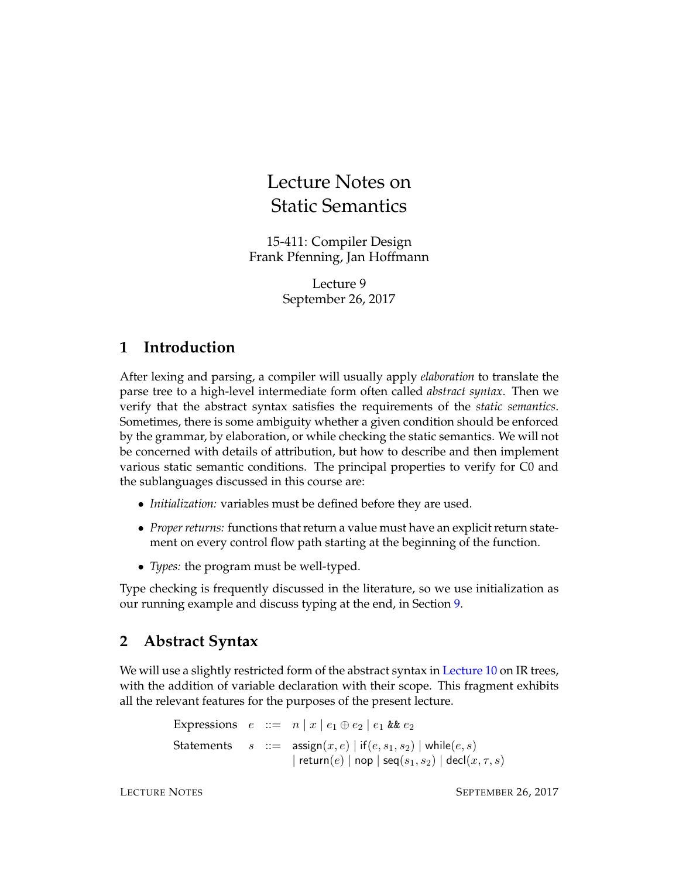# Lecture Notes on Static Semantics

15-411: Compiler Design
Frank Pfenning, Jan Hoffmann

Lecture 9
September 26, 2017

## 1 Introduction

After lexing and parsing, a compiler will usually apply *elaboration* to translate the parse tree to a high-level intermediate form often called *abstract syntax*. Then we verify that the abstract syntax satisfies the requirements of the *static semantics*. Sometimes, there is some ambiguity whether a given condition should be enforced by the grammar, by elaboration, or while checking the static semantics. We will not be concerned with details of attribution, but how to describe and then implement various static semantic conditions. The principal properties to verify for C0 and the sublanguages discussed in this course are:

- *Initialization:* variables must be defined before they are used.
- *Proper returns:* functions that return a value must have an explicit return statement on every control flow path starting at the beginning of the function.
- *Types:* the program must be well-typed.

Type checking is frequently discussed in the literature, so we use initialization as our running example and discuss typing at the end, in Section 9.

## 2 Abstract Syntax

We will use a slightly restricted form of the abstract syntax in Lecture 10 on IR trees, with the addition of variable declaration with their scope. This fragment exhibits all the relevant features for the purposes of the present lecture.

$$
\begin{array}{llcl}
\text{Expressions} & e & ::= & n \mid x \mid e_1 \oplus e_2 \mid e_1 \;\texttt{\&\&}\; e_2 \\
\text{Statements} & s & ::= & \mathsf{assign}(x, e) \mid \mathsf{if}(e, s_1, s_2) \mid \mathsf{while}(e, s) \\
& & & \mid \mathsf{return}(e) \mid \mathsf{nop} \mid \mathsf{seq}(s_1, s_2) \mid \mathsf{decl}(x, \tau, s)
\end{array}
$$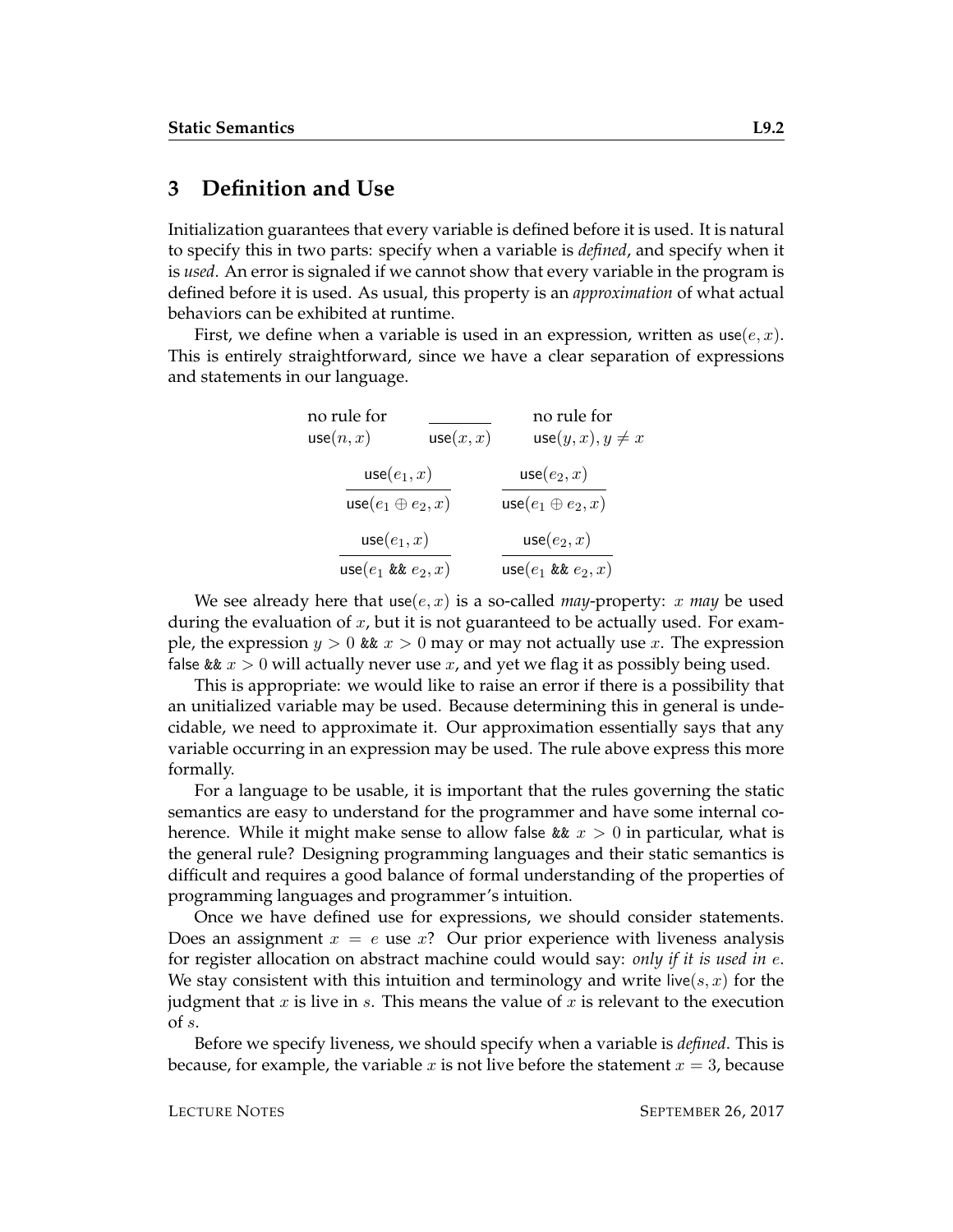## 3 Definition and Use

Initialization guarantees that every variable is defined before it is used. It is natural to specify this in two parts: specify when a variable is *defined*, and specify when it is *used*. An error is signaled if we cannot show that every variable in the program is defined before it is used. As usual, this property is an *approximation* of what actual behaviors can be exhibited at runtime.

First, we define when a variable is used in an expression, written as $\mathsf{use}(e, x)$. This is entirely straightforward, since we have a clear separation of expressions and statements in our language.

$$
\begin{array}{ccc}
\begin{array}{c}\text{no rule for}\\ \mathsf{use}(n, x)\end{array} & \dfrac{}{\mathsf{use}(x, x)} & \begin{array}{c}\text{no rule for}\\ \mathsf{use}(y, x), y \neq x\end{array}
\end{array}
$$

$$
\dfrac{\mathsf{use}(e_1, x)}{\mathsf{use}(e_1 \oplus e_2, x)} \qquad \dfrac{\mathsf{use}(e_2, x)}{\mathsf{use}(e_1 \oplus e_2, x)}
$$

$$
\dfrac{\mathsf{use}(e_1, x)}{\mathsf{use}(e_1 \;\&\&\; e_2, x)} \qquad \dfrac{\mathsf{use}(e_2, x)}{\mathsf{use}(e_1 \;\&\&\; e_2, x)}
$$

We see already here that $\mathsf{use}(e, x)$ is a so-called *may*-property: $x$ *may* be used during the evaluation of $x$, but it is not guaranteed to be actually used. For example, the expression $y > 0 \;\&\&\; x > 0$ may or may not actually use $x$. The expression false && $x > 0$ will actually never use $x$, and yet we flag it as possibly being used.

This is appropriate: we would like to raise an error if there is a possibility that an unitialized variable may be used. Because determining this in general is undecidable, we need to approximate it. Our approximation essentially says that any variable occurring in an expression may be used. The rule above express this more formally.

For a language to be usable, it is important that the rules governing the static semantics are easy to understand for the programmer and have some internal coherence. While it might make sense to allow false && $x > 0$ in particular, what is the general rule? Designing programming languages and their static semantics is difficult and requires a good balance of formal understanding of the properties of programming languages and programmer's intuition.

Once we have defined use for expressions, we should consider statements. Does an assignment $x = e$ use $x$? Our prior experience with liveness analysis for register allocation on abstract machine could would say: *only if it is used in* $e$. We stay consistent with this intuition and terminology and write $\mathsf{live}(s, x)$ for the judgment that $x$ is live in $s$. This means the value of $x$ is relevant to the execution of $s$.

Before we specify liveness, we should specify when a variable is *defined*. This is because, for example, the variable $x$ is not live before the statement $x = 3$, because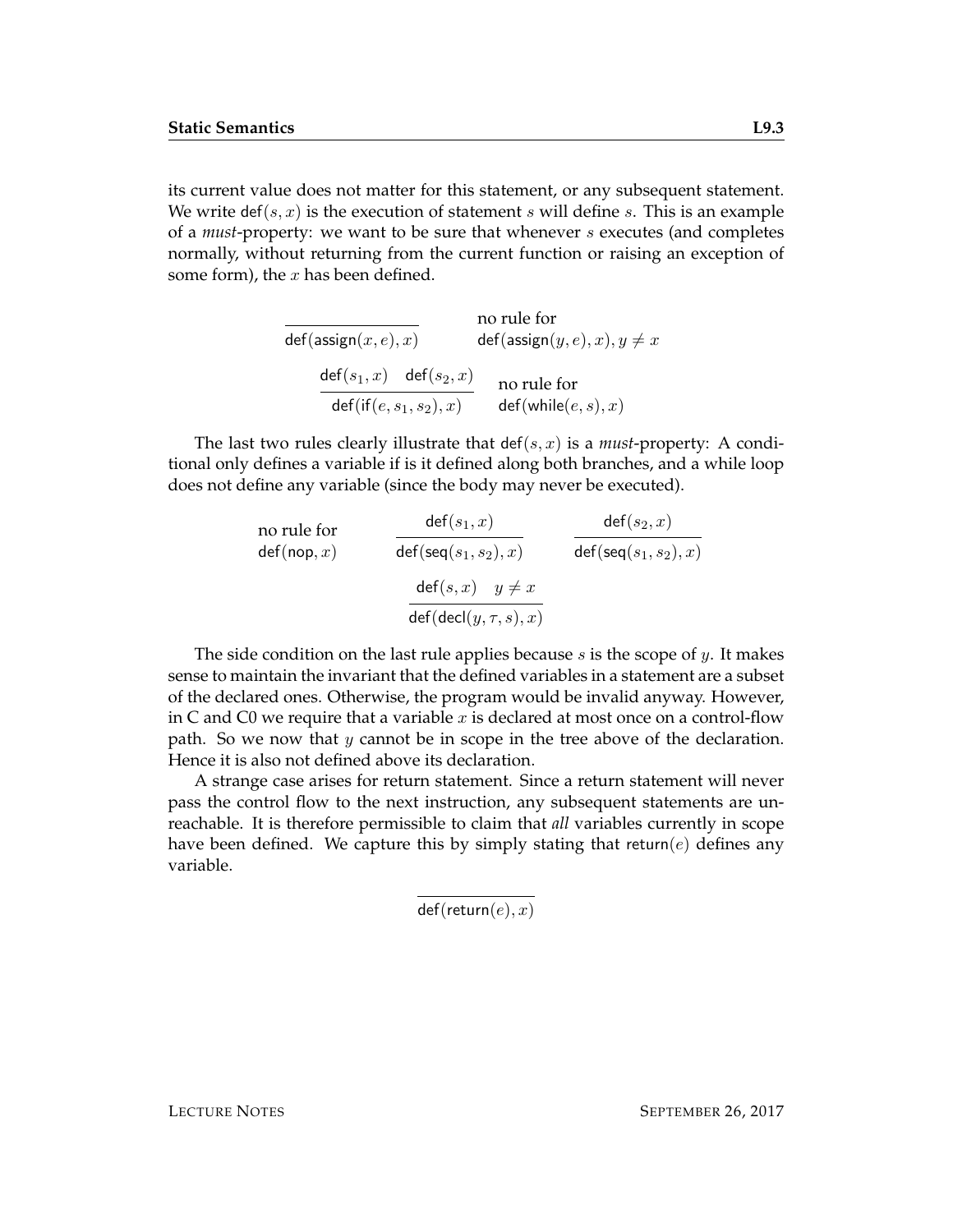its current value does not matter for this statement, or any subsequent statement. We write $\mathsf{def}(s, x)$ is the execution of statement $s$ will define $s$. This is an example of a *must*-property: we want to be sure that whenever $s$ executes (and completes normally, without returning from the current function or raising an exception of some form), the $x$ has been defined.

$$\frac{}{\mathsf{def}(\mathsf{assign}(x, e), x)} \qquad \text{no rule for } \mathsf{def}(\mathsf{assign}(y, e), x), y \neq x$$

$$\frac{\mathsf{def}(s_1, x) \quad \mathsf{def}(s_2, x)}{\mathsf{def}(\mathsf{if}(e, s_1, s_2), x)} \qquad \text{no rule for } \mathsf{def}(\mathsf{while}(e, s), x)$$

The last two rules clearly illustrate that $\mathsf{def}(s, x)$ is a *must*-property: A conditional only defines a variable if is it defined along both branches, and a while loop does not define any variable (since the body may never be executed).

$$\text{no rule for } \mathsf{def}(\mathsf{nop}, x) \qquad \frac{\mathsf{def}(s_1, x)}{\mathsf{def}(\mathsf{seq}(s_1, s_2), x)} \qquad \frac{\mathsf{def}(s_2, x)}{\mathsf{def}(\mathsf{seq}(s_1, s_2), x)}$$

$$\frac{\mathsf{def}(s, x) \quad y \neq x}{\mathsf{def}(\mathsf{decl}(y, \tau, s), x)}$$

The side condition on the last rule applies because $s$ is the scope of $y$. It makes sense to maintain the invariant that the defined variables in a statement are a subset of the declared ones. Otherwise, the program would be invalid anyway. However, in C and C0 we require that a variable $x$ is declared at most once on a control-flow path. So we now that $y$ cannot be in scope in the tree above of the declaration. Hence it is also not defined above its declaration.

A strange case arises for return statement. Since a return statement will never pass the control flow to the next instruction, any subsequent statements are unreachable. It is therefore permissible to claim that *all* variables currently in scope have been defined. We capture this by simply stating that $\mathsf{return}(e)$ defines any variable.

$$\frac{}{\mathsf{def}(\mathsf{return}(e), x)}$$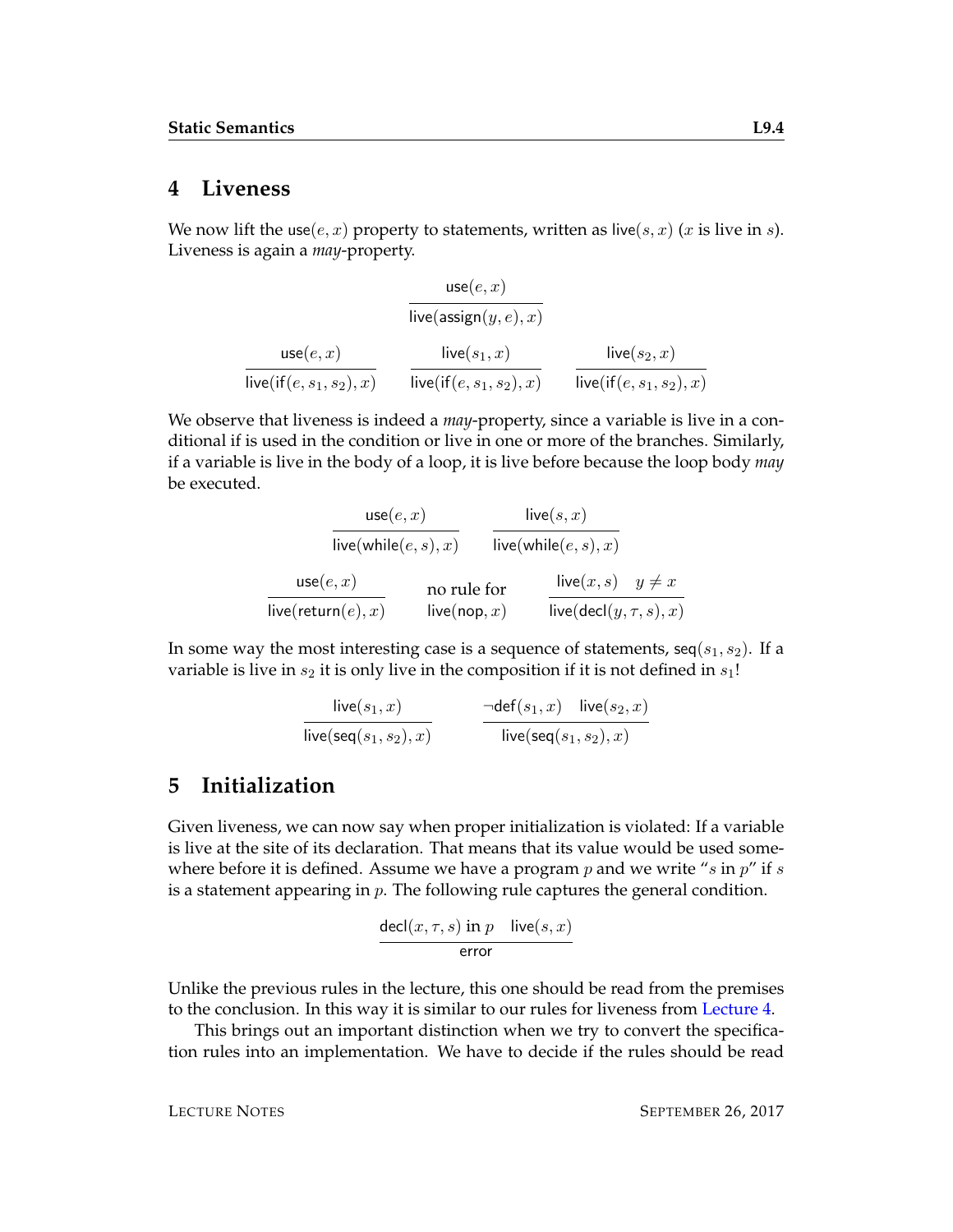## 4 Liveness

We now lift the $\mathsf{use}(e, x)$ property to statements, written as $\mathsf{live}(s, x)$ ($x$ is live in $s$). Liveness is again a *may*-property.

$$\frac{\mathsf{use}(e, x)}{\mathsf{live}(\mathsf{assign}(y, e), x)}$$

$$\frac{\mathsf{use}(e, x)}{\mathsf{live}(\mathsf{if}(e, s_1, s_2), x)} \qquad \frac{\mathsf{live}(s_1, x)}{\mathsf{live}(\mathsf{if}(e, s_1, s_2), x)} \qquad \frac{\mathsf{live}(s_2, x)}{\mathsf{live}(\mathsf{if}(e, s_1, s_2), x)}$$

We observe that liveness is indeed a *may*-property, since a variable is live in a conditional if is used in the condition or live in one or more of the branches. Similarly, if a variable is live in the body of a loop, it is live before because the loop body *may* be executed.

$$\frac{\mathsf{use}(e, x)}{\mathsf{live}(\mathsf{while}(e, s), x)} \qquad \frac{\mathsf{live}(s, x)}{\mathsf{live}(\mathsf{while}(e, s), x)}$$

$$\frac{\mathsf{use}(e, x)}{\mathsf{live}(\mathsf{return}(e), x)} \qquad \begin{array}{c}\text{no rule for}\\ \mathsf{live}(\mathsf{nop}, x)\end{array} \qquad \frac{\mathsf{live}(x, s) \quad y \neq x}{\mathsf{live}(\mathsf{decl}(y, \tau, s), x)}$$

In some way the most interesting case is a sequence of statements, $\mathsf{seq}(s_1, s_2)$. If a variable is live in $s_2$ it is only live in the composition if it is not defined in $s_1$!

$$\frac{\mathsf{live}(s_1, x)}{\mathsf{live}(\mathsf{seq}(s_1, s_2), x)} \qquad \frac{\neg\mathsf{def}(s_1, x) \quad \mathsf{live}(s_2, x)}{\mathsf{live}(\mathsf{seq}(s_1, s_2), x)}$$

## 5 Initialization

Given liveness, we can now say when proper initialization is violated: If a variable is live at the site of its declaration. That means that its value would be used somewhere before it is defined. Assume we have a program $p$ and we write "$s$ in $p$" if $s$ is a statement appearing in $p$. The following rule captures the general condition.

$$\frac{\mathsf{decl}(x, \tau, s) \text{ in } p \quad \mathsf{live}(s, x)}{\mathsf{error}}$$

Unlike the previous rules in the lecture, this one should be read from the premises to the conclusion. In this way it is similar to our rules for liveness from Lecture 4.

This brings out an important distinction when we try to convert the specification rules into an implementation. We have to decide if the rules should be read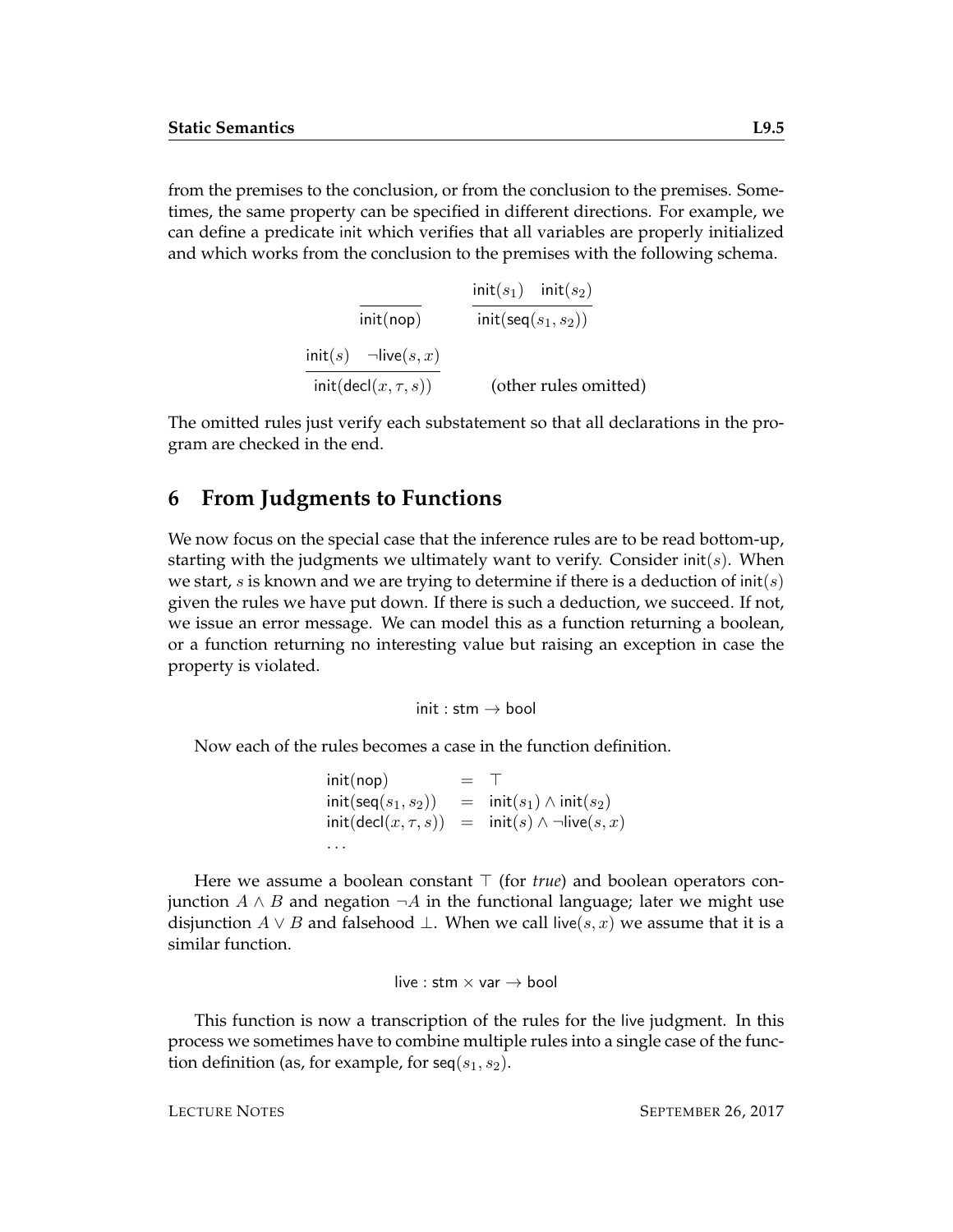from the premises to the conclusion, or from the conclusion to the premises. Sometimes, the same property can be specified in different directions. For example, we can define a predicate init which verifies that all variables are properly initialized and which works from the conclusion to the premises with the following schema.

$$\frac{}{\mathsf{init}(\mathsf{nop})} \qquad \frac{\mathsf{init}(s_1) \quad \mathsf{init}(s_2)}{\mathsf{init}(\mathsf{seq}(s_1, s_2))}$$

$$\frac{\mathsf{init}(s) \quad \neg\mathsf{live}(s, x)}{\mathsf{init}(\mathsf{decl}(x, \tau, s))} \qquad \text{(other rules omitted)}$$

The omitted rules just verify each substatement so that all declarations in the program are checked in the end.

## 6 From Judgments to Functions

We now focus on the special case that the inference rules are to be read bottom-up, starting with the judgments we ultimately want to verify. Consider $\mathsf{init}(s)$. When we start, $s$ is known and we are trying to determine if there is a deduction of $\mathsf{init}(s)$ given the rules we have put down. If there is such a deduction, we succeed. If not, we issue an error message. We can model this as a function returning a boolean, or a function returning no interesting value but raising an exception in case the property is violated.

$$\mathsf{init} : \mathsf{stm} \to \mathsf{bool}$$

Now each of the rules becomes a case in the function definition.

$$\begin{array}{lcl}
\mathsf{init}(\mathsf{nop}) & = & \top \\
\mathsf{init}(\mathsf{seq}(s_1, s_2)) & = & \mathsf{init}(s_1) \wedge \mathsf{init}(s_2) \\
\mathsf{init}(\mathsf{decl}(x, \tau, s)) & = & \mathsf{init}(s) \wedge \neg\mathsf{live}(s, x) \\
\ldots & &
\end{array}$$

Here we assume a boolean constant $\top$ (for *true*) and boolean operators conjunction $A \wedge B$ and negation $\neg A$ in the functional language; later we might use disjunction $A \vee B$ and falsehood $\bot$. When we call $\mathsf{live}(s, x)$ we assume that it is a similar function.

$$\mathsf{live} : \mathsf{stm} \times \mathsf{var} \to \mathsf{bool}$$

This function is now a transcription of the rules for the live judgment. In this process we sometimes have to combine multiple rules into a single case of the function definition (as, for example, for $\mathsf{seq}(s_1, s_2)$.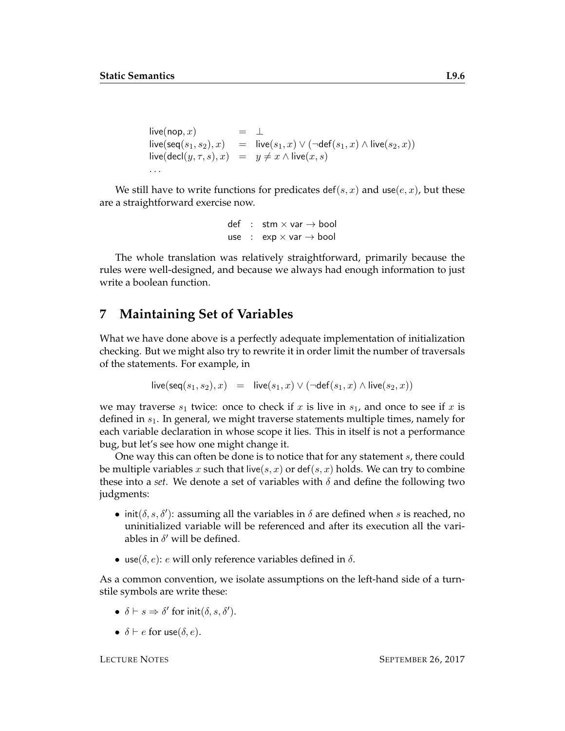$$
\begin{array}{lcl}
\mathsf{live}(\mathsf{nop}, x) & = & \bot \\
\mathsf{live}(\mathsf{seq}(s_1, s_2), x) & = & \mathsf{live}(s_1, x) \vee (\neg\mathsf{def}(s_1, x) \wedge \mathsf{live}(s_2, x)) \\
\mathsf{live}(\mathsf{decl}(y, \tau, s), x) & = & y \neq x \wedge \mathsf{live}(x, s) \\
\ldots & &
\end{array}
$$

We still have to write functions for predicates $\mathsf{def}(s, x)$ and $\mathsf{use}(e, x)$, but these are a straightforward exercise now.

$$
\begin{array}{lcl}
\mathsf{def} & : & \mathsf{stm} \times \mathsf{var} \to \mathsf{bool} \\
\mathsf{use} & : & \mathsf{exp} \times \mathsf{var} \to \mathsf{bool}
\end{array}
$$

The whole translation was relatively straightforward, primarily because the rules were well-designed, and because we always had enough information to just write a boolean function.

## 7 Maintaining Set of Variables

What we have done above is a perfectly adequate implementation of initialization checking. But we might also try to rewrite it in order limit the number of traversals of the statements. For example, in

$$
\mathsf{live}(\mathsf{seq}(s_1, s_2), x) \quad = \quad \mathsf{live}(s_1, x) \vee (\neg\mathsf{def}(s_1, x) \wedge \mathsf{live}(s_2, x))
$$

we may traverse $s_1$ twice: once to check if $x$ is live in $s_1$, and once to see if $x$ is defined in $s_1$. In general, we might traverse statements multiple times, namely for each variable declaration in whose scope it lies. This in itself is not a performance bug, but let's see how one might change it.

One way this can often be done is to notice that for any statement $s$, there could be multiple variables $x$ such that $\mathsf{live}(s, x)$ or $\mathsf{def}(s, x)$ holds. We can try to combine these into a *set*. We denote a set of variables with $\delta$ and define the following two judgments:

- $\mathsf{init}(\delta, s, \delta')$: assuming all the variables in $\delta$ are defined when $s$ is reached, no uninitialized variable will be referenced and after its execution all the variables in $\delta'$ will be defined.
- $\mathsf{use}(\delta, e)$: $e$ will only reference variables defined in $\delta$.

As a common convention, we isolate assumptions on the left-hand side of a turnstile symbols are write these:

- $\delta \vdash s \Rightarrow \delta'$ for $\mathsf{init}(\delta, s, \delta')$.
- $\delta \vdash e$ for $\mathsf{use}(\delta, e)$.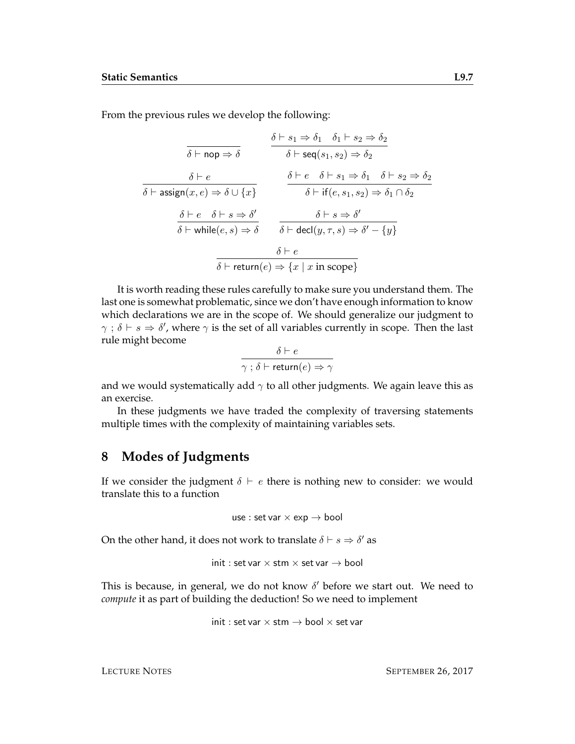From the previous rules we develop the following:

$$\frac{}{\delta \vdash \mathsf{nop} \Rightarrow \delta} \qquad \frac{\delta \vdash s_1 \Rightarrow \delta_1 \quad \delta_1 \vdash s_2 \Rightarrow \delta_2}{\delta \vdash \mathsf{seq}(s_1, s_2) \Rightarrow \delta_2}$$

$$\frac{\delta \vdash e}{\delta \vdash \mathsf{assign}(x, e) \Rightarrow \delta \cup \{x\}} \qquad \frac{\delta \vdash e \quad \delta \vdash s_1 \Rightarrow \delta_1 \quad \delta \vdash s_2 \Rightarrow \delta_2}{\delta \vdash \mathsf{if}(e, s_1, s_2) \Rightarrow \delta_1 \cap \delta_2}$$

$$\frac{\delta \vdash e \quad \delta \vdash s \Rightarrow \delta'}{\delta \vdash \mathsf{while}(e, s) \Rightarrow \delta} \qquad \frac{\delta \vdash s \Rightarrow \delta'}{\delta \vdash \mathsf{decl}(y, \tau, s) \Rightarrow \delta' - \{y\}}$$

$$\frac{\delta \vdash e}{\delta \vdash \mathsf{return}(e) \Rightarrow \{x \mid x \text{ in scope}\}}$$

It is worth reading these rules carefully to make sure you understand them. The last one is somewhat problematic, since we don't have enough information to know which declarations we are in the scope of. We should generalize our judgment to $\gamma \,;\, \delta \vdash s \Rightarrow \delta'$, where $\gamma$ is the set of all variables currently in scope. Then the last rule might become

$$\frac{\delta \vdash e}{\gamma \,;\, \delta \vdash \mathsf{return}(e) \Rightarrow \gamma}$$

and we would systematically add $\gamma$ to all other judgments. We again leave this as an exercise.

In these judgments we have traded the complexity of traversing statements multiple times with the complexity of maintaining variables sets.

## 8 Modes of Judgments

If we consider the judgment $\delta \vdash e$ there is nothing new to consider: we would translate this to a function

$$\mathsf{use} : \mathsf{set\ var} \times \mathsf{exp} \to \mathsf{bool}$$

On the other hand, it does not work to translate $\delta \vdash s \Rightarrow \delta'$ as

$$\mathsf{init} : \mathsf{set\ var} \times \mathsf{stm} \times \mathsf{set\ var} \to \mathsf{bool}$$

This is because, in general, we do not know $\delta'$ before we start out. We need to *compute* it as part of building the deduction! So we need to implement

$$\mathsf{init} : \mathsf{set\ var} \times \mathsf{stm} \to \mathsf{bool} \times \mathsf{set\ var}$$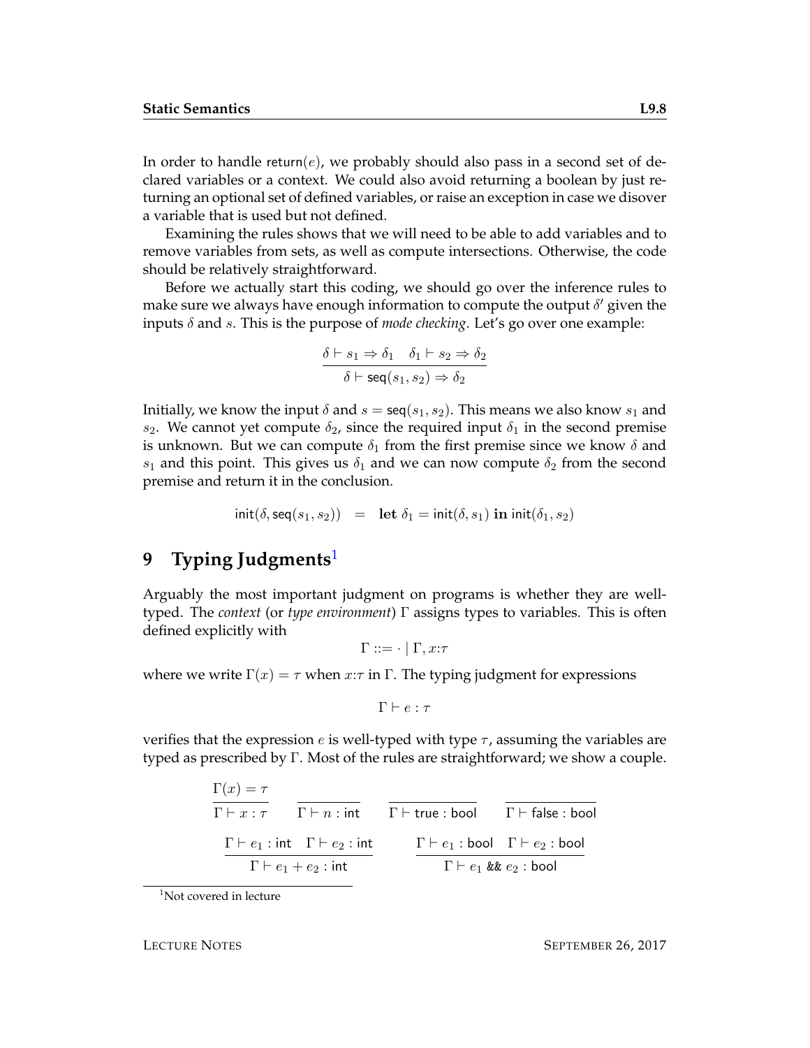In order to handle $\mathsf{return}(e)$, we probably should also pass in a second set of declared variables or a context. We could also avoid returning a boolean by just returning an optional set of defined variables, or raise an exception in case we disover a variable that is used but not defined.

Examining the rules shows that we will need to be able to add variables and to remove variables from sets, as well as compute intersections. Otherwise, the code should be relatively straightforward.

Before we actually start this coding, we should go over the inference rules to make sure we always have enough information to compute the output $\delta'$ given the inputs $\delta$ and $s$. This is the purpose of *mode checking*. Let's go over one example:

$$\frac{\delta \vdash s_1 \Rightarrow \delta_1 \quad \delta_1 \vdash s_2 \Rightarrow \delta_2}{\delta \vdash \mathsf{seq}(s_1, s_2) \Rightarrow \delta_2}$$

Initially, we know the input $\delta$ and $s = \mathsf{seq}(s_1, s_2)$. This means we also know $s_1$ and $s_2$. We cannot yet compute $\delta_2$, since the required input $\delta_1$ in the second premise is unknown. But we can compute $\delta_1$ from the first premise since we know $\delta$ and $s_1$ and this point. This gives us $\delta_1$ and we can now compute $\delta_2$ from the second premise and return it in the conclusion.

$$\mathsf{init}(\delta, \mathsf{seq}(s_1, s_2)) \quad = \quad \textbf{let } \delta_1 = \mathsf{init}(\delta, s_1) \textbf{ in } \mathsf{init}(\delta_1, s_2)$$

# 9 Typing Judgments[1]

Arguably the most important judgment on programs is whether they are well-typed. The *context* (or *type environment*) $\Gamma$ assigns types to variables. This is often defined explicitly with

$$\Gamma ::= \cdot \mid \Gamma, x{:}\tau$$

where we write $\Gamma(x) = \tau$ when $x{:}\tau$ in $\Gamma$. The typing judgment for expressions

$$\Gamma \vdash e : \tau$$

verifies that the expression $e$ is well-typed with type $\tau$, assuming the variables are typed as prescribed by $\Gamma$. Most of the rules are straightforward; we show a couple.

$$\frac{\Gamma(x) = \tau}{\Gamma \vdash x : \tau} \qquad \frac{}{\Gamma \vdash n : \mathsf{int}} \qquad \frac{}{\Gamma \vdash \mathsf{true} : \mathsf{bool}} \qquad \frac{}{\Gamma \vdash \mathsf{false} : \mathsf{bool}}$$

$$\frac{\Gamma \vdash e_1 : \mathsf{int} \quad \Gamma \vdash e_2 : \mathsf{int}}{\Gamma \vdash e_1 + e_2 : \mathsf{int}} \qquad \frac{\Gamma \vdash e_1 : \mathsf{bool} \quad \Gamma \vdash e_2 : \mathsf{bool}}{\Gamma \vdash e_1 \;\texttt{\&\&}\; e_2 : \mathsf{bool}}$$

[1] Not covered in lecture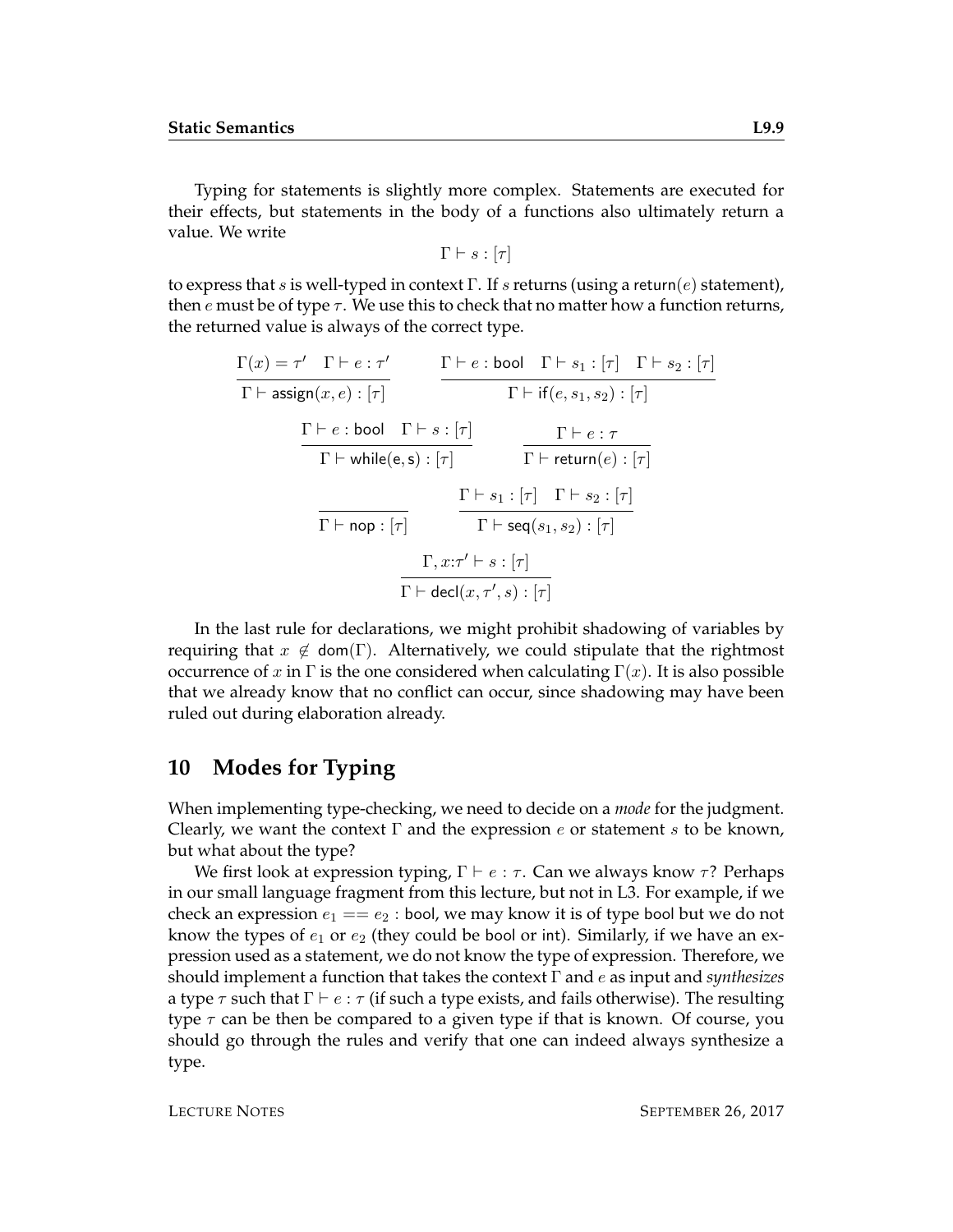Typing for statements is slightly more complex. Statements are executed for their effects, but statements in the body of a functions also ultimately return a value. We write

$$\Gamma \vdash s : [\tau]$$

to express that $s$ is well-typed in context $\Gamma$. If $s$ returns (using a $\mathsf{return}(e)$ statement), then $e$ must be of type $\tau$. We use this to check that no matter how a function returns, the returned value is always of the correct type.

$$\frac{\Gamma(x) = \tau' \quad \Gamma \vdash e : \tau'}{\Gamma \vdash \mathsf{assign}(x, e) : [\tau]} \qquad \frac{\Gamma \vdash e : \mathsf{bool} \quad \Gamma \vdash s_1 : [\tau] \quad \Gamma \vdash s_2 : [\tau]}{\Gamma \vdash \mathsf{if}(e, s_1, s_2) : [\tau]}$$

$$\frac{\Gamma \vdash e : \mathsf{bool} \quad \Gamma \vdash s : [\tau]}{\Gamma \vdash \mathsf{while(e, s)} : [\tau]} \qquad \frac{\Gamma \vdash e : \tau}{\Gamma \vdash \mathsf{return}(e) : [\tau]}$$

$$\frac{}{\Gamma \vdash \mathsf{nop} : [\tau]} \qquad \frac{\Gamma \vdash s_1 : [\tau] \quad \Gamma \vdash s_2 : [\tau]}{\Gamma \vdash \mathsf{seq}(s_1, s_2) : [\tau]}$$

$$\frac{\Gamma, x{:}\tau' \vdash s : [\tau]}{\Gamma \vdash \mathsf{decl}(x, \tau', s) : [\tau]}$$

In the last rule for declarations, we might prohibit shadowing of variables by requiring that $x \notin \mathsf{dom}(\Gamma)$. Alternatively, we could stipulate that the rightmost occurrence of $x$ in $\Gamma$ is the one considered when calculating $\Gamma(x)$. It is also possible that we already know that no conflict can occur, since shadowing may have been ruled out during elaboration already.

# 10 Modes for Typing

When implementing type-checking, we need to decide on a *mode* for the judgment. Clearly, we want the context $\Gamma$ and the expression $e$ or statement $s$ to be known, but what about the type?

We first look at expression typing, $\Gamma \vdash e : \tau$. Can we always know $\tau$? Perhaps in our small language fragment from this lecture, but not in L3. For example, if we check an expression $e_1 == e_2 : \mathsf{bool}$, we may know it is of type bool but we do not know the types of $e_1$ or $e_2$ (they could be bool or int). Similarly, if we have an expression used as a statement, we do not know the type of expression. Therefore, we should implement a function that takes the context $\Gamma$ and $e$ as input and *synthesizes* a type $\tau$ such that $\Gamma \vdash e : \tau$ (if such a type exists, and fails otherwise). The resulting type $\tau$ can be then be compared to a given type if that is known. Of course, you should go through the rules and verify that one can indeed always synthesize a type.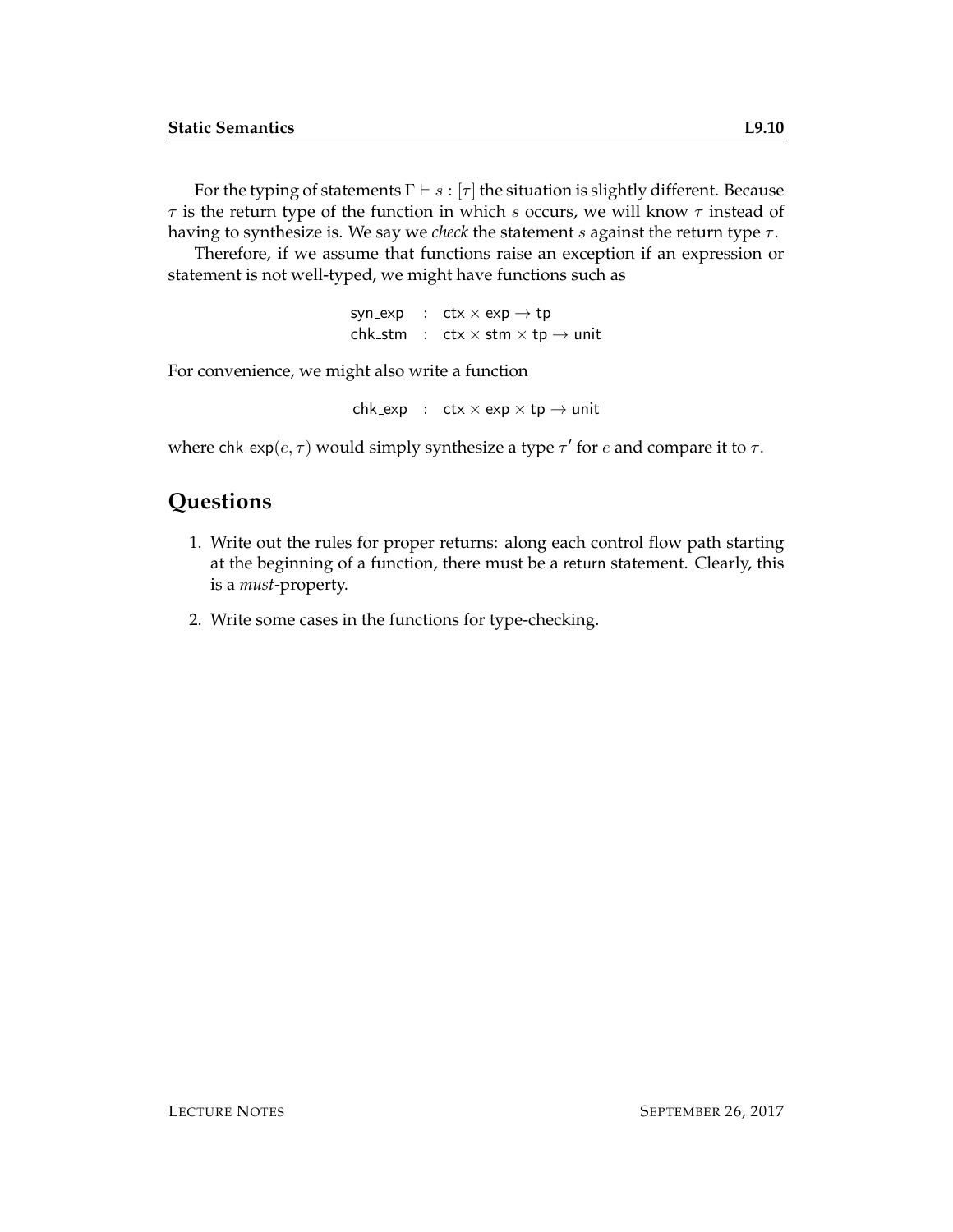For the typing of statements $\Gamma \vdash s : [\tau]$ the situation is slightly different. Because $\tau$ is the return type of the function in which $s$ occurs, we will know $\tau$ instead of having to synthesize is. We say we *check* the statement $s$ against the return type $\tau$.

Therefore, if we assume that functions raise an exception if an expression or statement is not well-typed, we might have functions such as

$$
\begin{aligned}
\mathsf{syn\_exp} &\;:\; \mathsf{ctx} \times \mathsf{exp} \rightarrow \mathsf{tp} \\
\mathsf{chk\_stm} &\;:\; \mathsf{ctx} \times \mathsf{stm} \times \mathsf{tp} \rightarrow \mathsf{unit}
\end{aligned}
$$

For convenience, we might also write a function

$$
\mathsf{chk\_exp} \;:\; \mathsf{ctx} \times \mathsf{exp} \times \mathsf{tp} \rightarrow \mathsf{unit}
$$

where $\mathsf{chk\_exp}(e, \tau)$ would simply synthesize a type $\tau'$ for $e$ and compare it to $\tau$.

## Questions

1. Write out the rules for proper returns: along each control flow path starting at the beginning of a function, there must be a return statement. Clearly, this is a *must*-property.
2. Write some cases in the functions for type-checking.